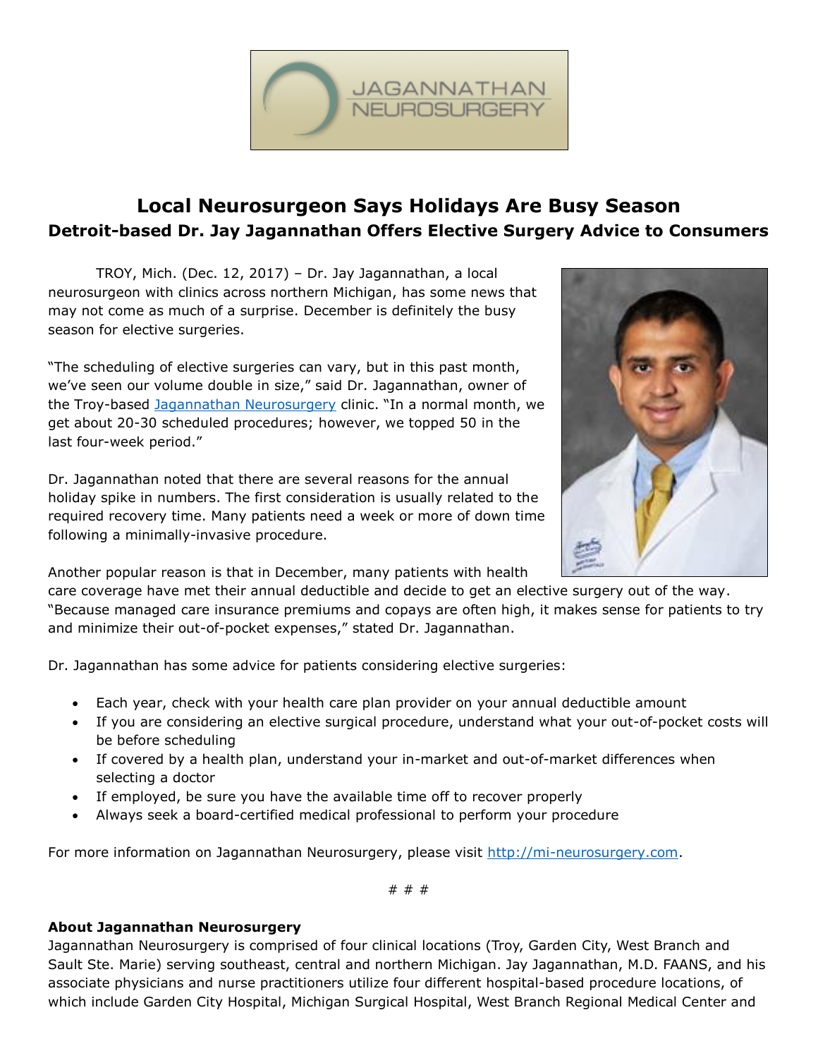# Local Neurosurgeon Says Holidays Are Busy Season

## Detroit-based Dr. Jay Jagannathan Offers Elective Surgery Advice to Consumers

TROY, Mich. (Dec. 12, 2017) – Dr. Jay Jagannathan, a local neurosurgeon with clinics across northern Michigan, has some news that may not come as much of a surprise. December is definitely the busy season for elective surgeries.

"The scheduling of elective surgeries can vary, but in this past month, we've seen our volume double in size," said Dr. Jagannathan, owner of the Troy-based [Jagannathan Neurosurgery](http://mi-neurosurgery.com) clinic. "In a normal month, we get about 20-30 scheduled procedures; however, we topped 50 in the last four-week period."

Dr. Jagannathan noted that there are several reasons for the annual holiday spike in numbers. The first consideration is usually related to the required recovery time. Many patients need a week or more of down time following a minimally-invasive procedure.

Another popular reason is that in December, many patients with health care coverage have met their annual deductible and decide to get an elective surgery out of the way. "Because managed care insurance premiums and copays are often high, it makes sense for patients to try and minimize their out-of-pocket expenses," stated Dr. Jagannathan.

Dr. Jagannathan has some advice for patients considering elective surgeries:

- Each year, check with your health care plan provider on your annual deductible amount
- If you are considering an elective surgical procedure, understand what your out-of-pocket costs will be before scheduling
- If covered by a health plan, understand your in-market and out-of-market differences when selecting a doctor
- If employed, be sure you have the available time off to recover properly
- Always seek a board-certified medical professional to perform your procedure

For more information on Jagannathan Neurosurgery, please visit [http://mi-neurosurgery.com](http://mi-neurosurgery.com).

# # #

**About Jagannathan Neurosurgery**

Jagannathan Neurosurgery is comprised of four clinical locations (Troy, Garden City, West Branch and Sault Ste. Marie) serving southeast, central and northern Michigan. Jay Jagannathan, M.D. FAANS, and his associate physicians and nurse practitioners utilize four different hospital-based procedure locations, of which include Garden City Hospital, Michigan Surgical Hospital, West Branch Regional Medical Center and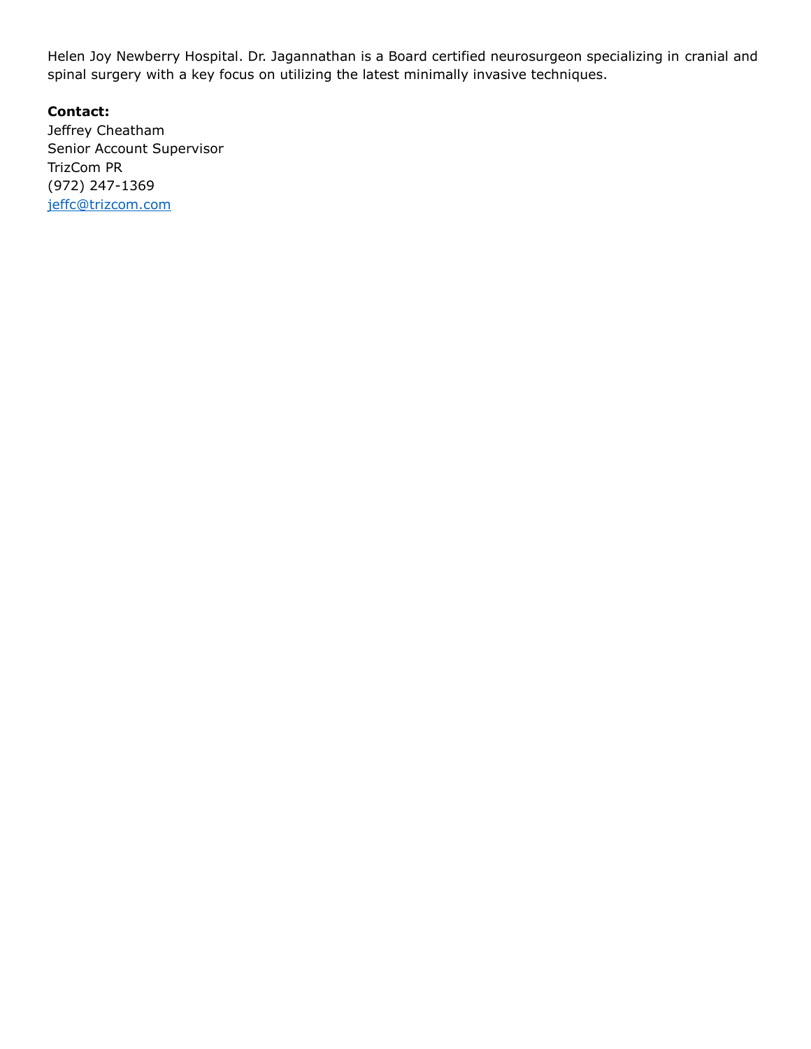Helen Joy Newberry Hospital. Dr. Jagannathan is a Board certified neurosurgeon specializing in cranial and spinal surgery with a key focus on utilizing the latest minimally invasive techniques.

**Contact:**
Jeffrey Cheatham
Senior Account Supervisor
TrizCom PR
(972) 247-1369
[jeffc@trizcom.com](mailto:jeffc@trizcom.com)